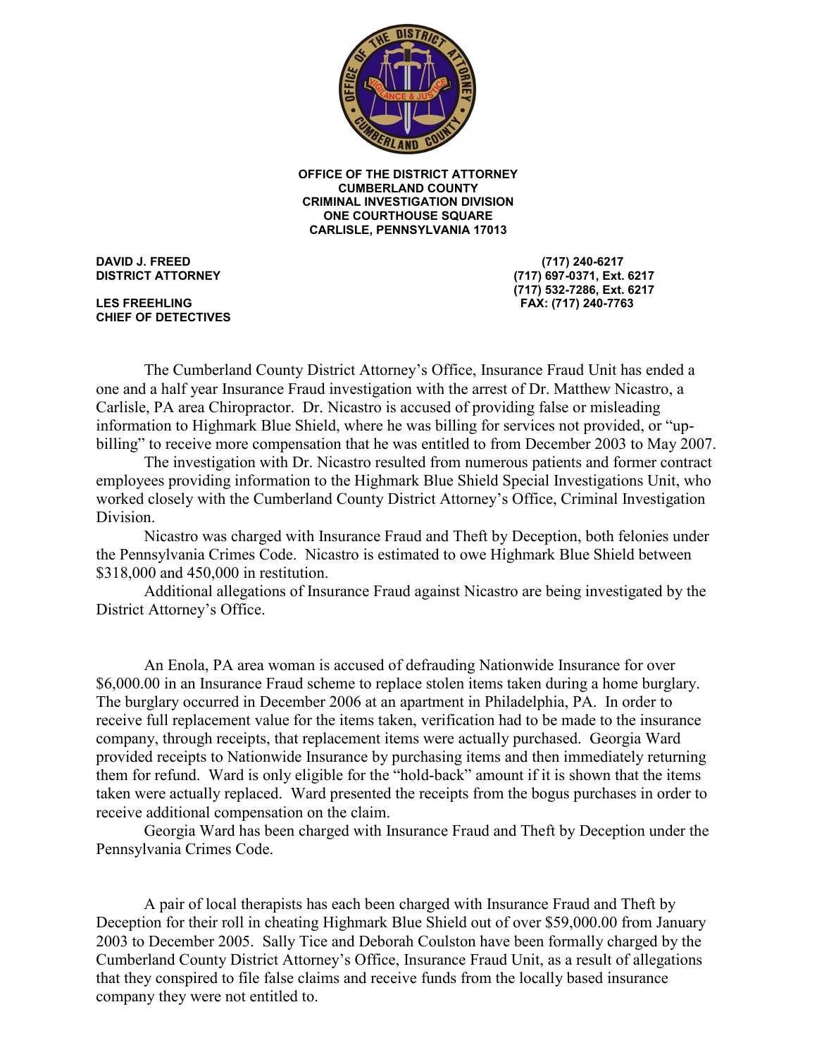**OFFICE OF THE DISTRICT ATTORNEY**
**CUMBERLAND COUNTY**
**CRIMINAL INVESTIGATION DIVISION**
**ONE COURTHOUSE SQUARE**
**CARLISLE, PENNSYLVANIA 17013**

**DAVID J. FREED**
**DISTRICT ATTORNEY**

**LES FREEHLING**
**CHIEF OF DETECTIVES**

**(717) 240-6217**
**(717) 697-0371, Ext. 6217**
**(717) 532-7286, Ext. 6217**
**FAX: (717) 240-7763**

The Cumberland County District Attorney's Office, Insurance Fraud Unit has ended a one and a half year Insurance Fraud investigation with the arrest of Dr. Matthew Nicastro, a Carlisle, PA area Chiropractor. Dr. Nicastro is accused of providing false or misleading information to Highmark Blue Shield, where he was billing for services not provided, or "up-billing" to receive more compensation that he was entitled to from December 2003 to May 2007.

The investigation with Dr. Nicastro resulted from numerous patients and former contract employees providing information to the Highmark Blue Shield Special Investigations Unit, who worked closely with the Cumberland County District Attorney's Office, Criminal Investigation Division.

Nicastro was charged with Insurance Fraud and Theft by Deception, both felonies under the Pennsylvania Crimes Code. Nicastro is estimated to owe Highmark Blue Shield between $318,000 and 450,000 in restitution.

Additional allegations of Insurance Fraud against Nicastro are being investigated by the District Attorney's Office.

An Enola, PA area woman is accused of defrauding Nationwide Insurance for over $6,000.00 in an Insurance Fraud scheme to replace stolen items taken during a home burglary. The burglary occurred in December 2006 at an apartment in Philadelphia, PA. In order to receive full replacement value for the items taken, verification had to be made to the insurance company, through receipts, that replacement items were actually purchased. Georgia Ward provided receipts to Nationwide Insurance by purchasing items and then immediately returning them for refund. Ward is only eligible for the "hold-back" amount if it is shown that the items taken were actually replaced. Ward presented the receipts from the bogus purchases in order to receive additional compensation on the claim.

Georgia Ward has been charged with Insurance Fraud and Theft by Deception under the Pennsylvania Crimes Code.

A pair of local therapists has each been charged with Insurance Fraud and Theft by Deception for their roll in cheating Highmark Blue Shield out of over $59,000.00 from January 2003 to December 2005. Sally Tice and Deborah Coulston have been formally charged by the Cumberland County District Attorney's Office, Insurance Fraud Unit, as a result of allegations that they conspired to file false claims and receive funds from the locally based insurance company they were not entitled to.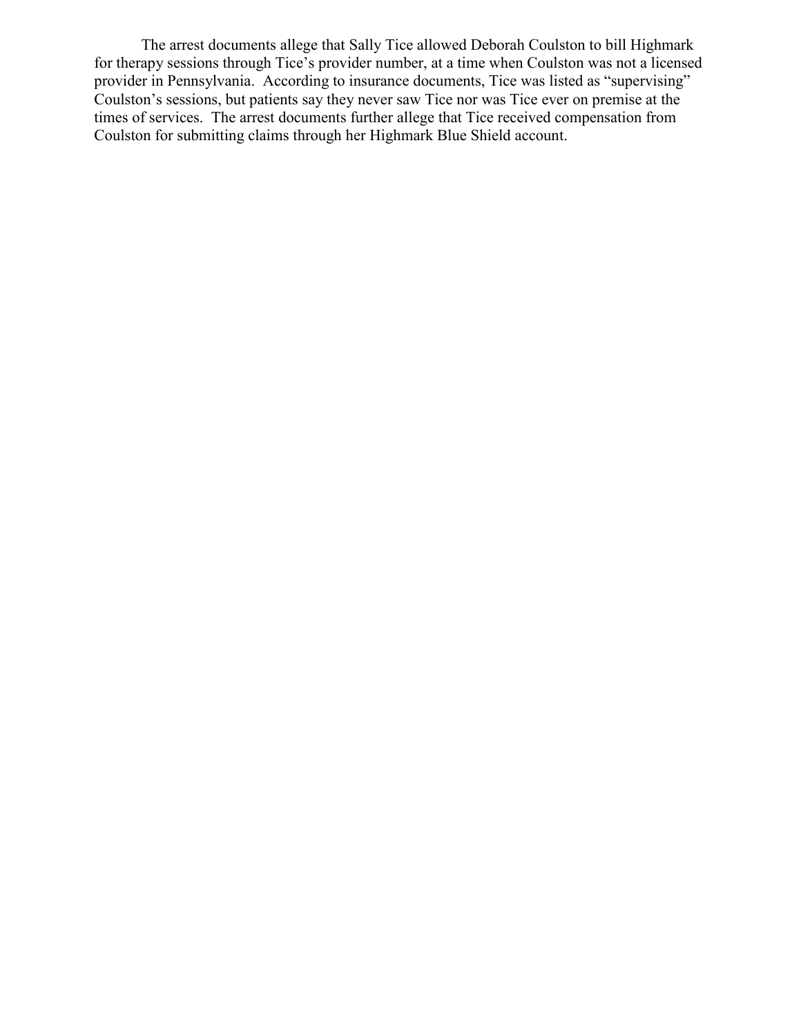The arrest documents allege that Sally Tice allowed Deborah Coulston to bill Highmark for therapy sessions through Tice's provider number, at a time when Coulston was not a licensed provider in Pennsylvania. According to insurance documents, Tice was listed as "supervising" Coulston's sessions, but patients say they never saw Tice nor was Tice ever on premise at the times of services. The arrest documents further allege that Tice received compensation from Coulston for submitting claims through her Highmark Blue Shield account.